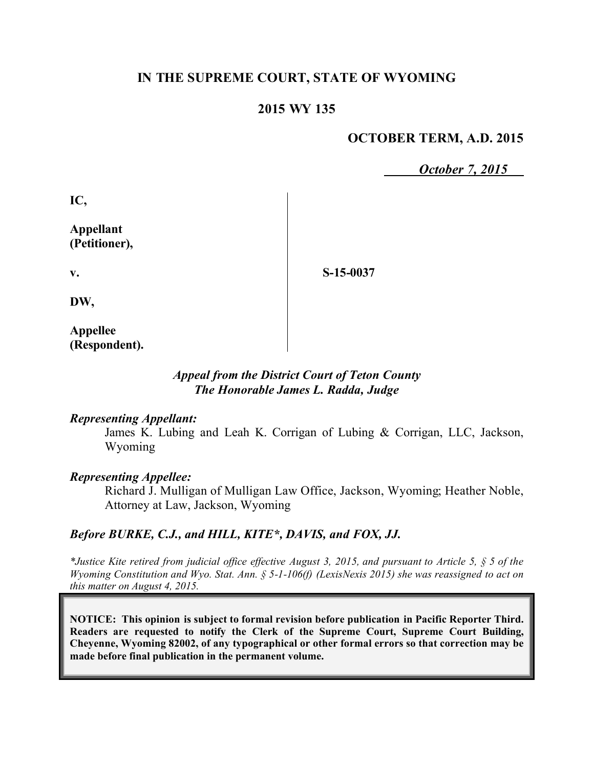# IN THE SUPREME COURT, STATE OF WYOMING

## 2015 WY 135

**OCTOBER TERM, A.D. 2015**

***October 7, 2015***

**IC,**

**Appellant (Petitioner),**

**v.**

**DW,**

**Appellee (Respondent).**

**S-15-0037**

***Appeal from the District Court of Teton County***
***The Honorable James L. Radda, Judge***

***Representing Appellant:***

James K. Lubing and Leah K. Corrigan of Lubing & Corrigan, LLC, Jackson, Wyoming

***Representing Appellee:***

Richard J. Mulligan of Mulligan Law Office, Jackson, Wyoming; Heather Noble, Attorney at Law, Jackson, Wyoming

***Before BURKE, C.J., and HILL, KITE\*, DAVIS, and FOX, JJ.***

*\*Justice Kite retired from judicial office effective August 3, 2015, and pursuant to Article 5, § 5 of the Wyoming Constitution and Wyo. Stat. Ann. § 5-1-106(f) (LexisNexis 2015) she was reassigned to act on this matter on August 4, 2015.*

**NOTICE: This opinion is subject to formal revision before publication in Pacific Reporter Third. Readers are requested to notify the Clerk of the Supreme Court, Supreme Court Building, Cheyenne, Wyoming 82002, of any typographical or other formal errors so that correction may be made before final publication in the permanent volume.**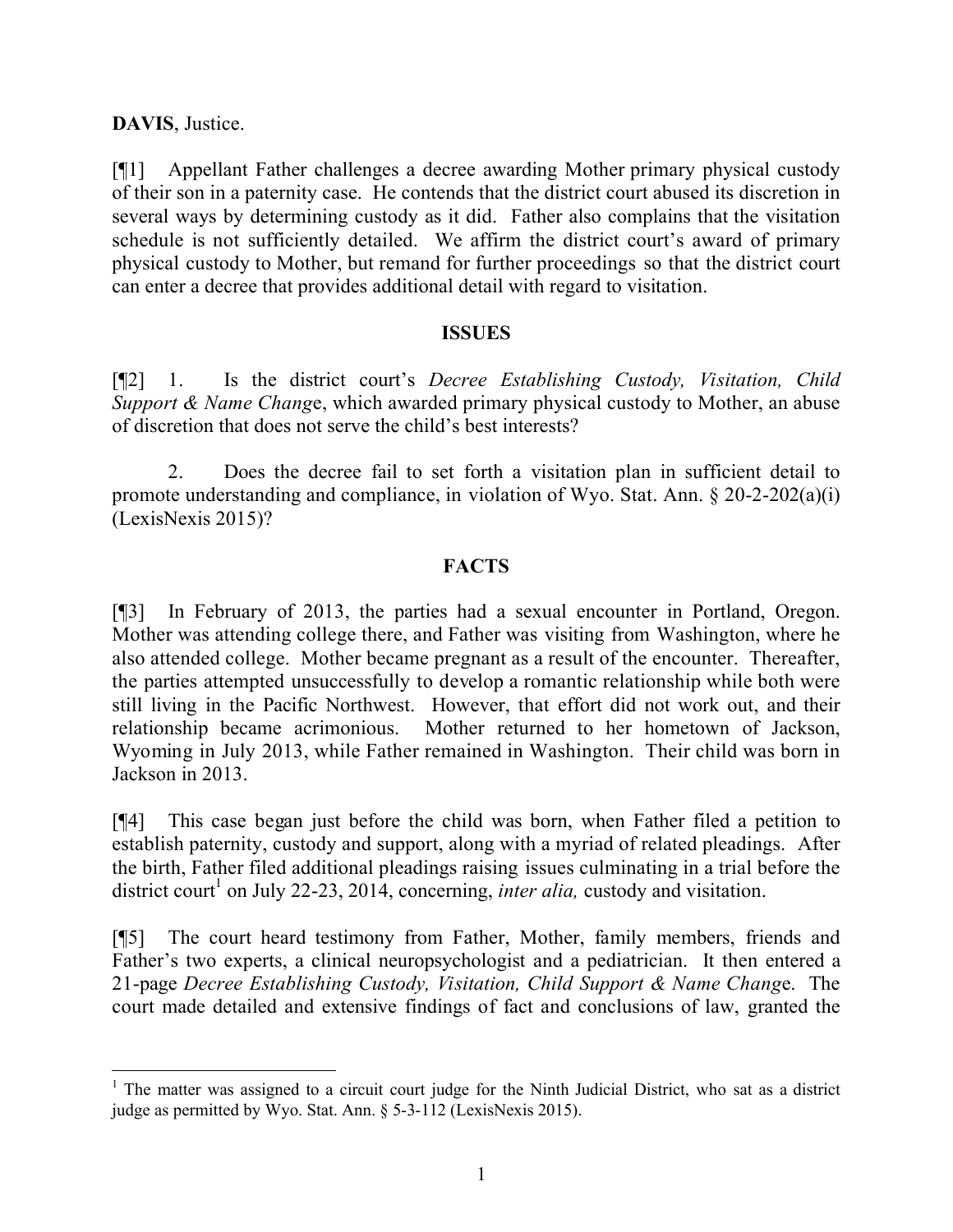**DAVIS**, Justice.

[¶1] Appellant Father challenges a decree awarding Mother primary physical custody of their son in a paternity case. He contends that the district court abused its discretion in several ways by determining custody as it did. Father also complains that the visitation schedule is not sufficiently detailed. We affirm the district court's award of primary physical custody to Mother, but remand for further proceedings so that the district court can enter a decree that provides additional detail with regard to visitation.

## ISSUES

[¶2] 1. Is the district court's *Decree Establishing Custody, Visitation, Child Support & Name Change*, which awarded primary physical custody to Mother, an abuse of discretion that does not serve the child's best interests?

2. Does the decree fail to set forth a visitation plan in sufficient detail to promote understanding and compliance, in violation of Wyo. Stat. Ann. § 20-2-202(a)(i) (LexisNexis 2015)?

## FACTS

[¶3] In February of 2013, the parties had a sexual encounter in Portland, Oregon. Mother was attending college there, and Father was visiting from Washington, where he also attended college. Mother became pregnant as a result of the encounter. Thereafter, the parties attempted unsuccessfully to develop a romantic relationship while both were still living in the Pacific Northwest. However, that effort did not work out, and their relationship became acrimonious. Mother returned to her hometown of Jackson, Wyoming in July 2013, while Father remained in Washington. Their child was born in Jackson in 2013.

[¶4] This case began just before the child was born, when Father filed a petition to establish paternity, custody and support, along with a myriad of related pleadings. After the birth, Father filed additional pleadings raising issues culminating in a trial before the district court[1] on July 22-23, 2014, concerning, *inter alia,* custody and visitation.

[¶5] The court heard testimony from Father, Mother, family members, friends and Father's two experts, a clinical neuropsychologist and a pediatrician. It then entered a 21-page *Decree Establishing Custody, Visitation, Child Support & Name Change*. The court made detailed and extensive findings of fact and conclusions of law, granted the

---

[1] The matter was assigned to a circuit court judge for the Ninth Judicial District, who sat as a district judge as permitted by Wyo. Stat. Ann. § 5-3-112 (LexisNexis 2015).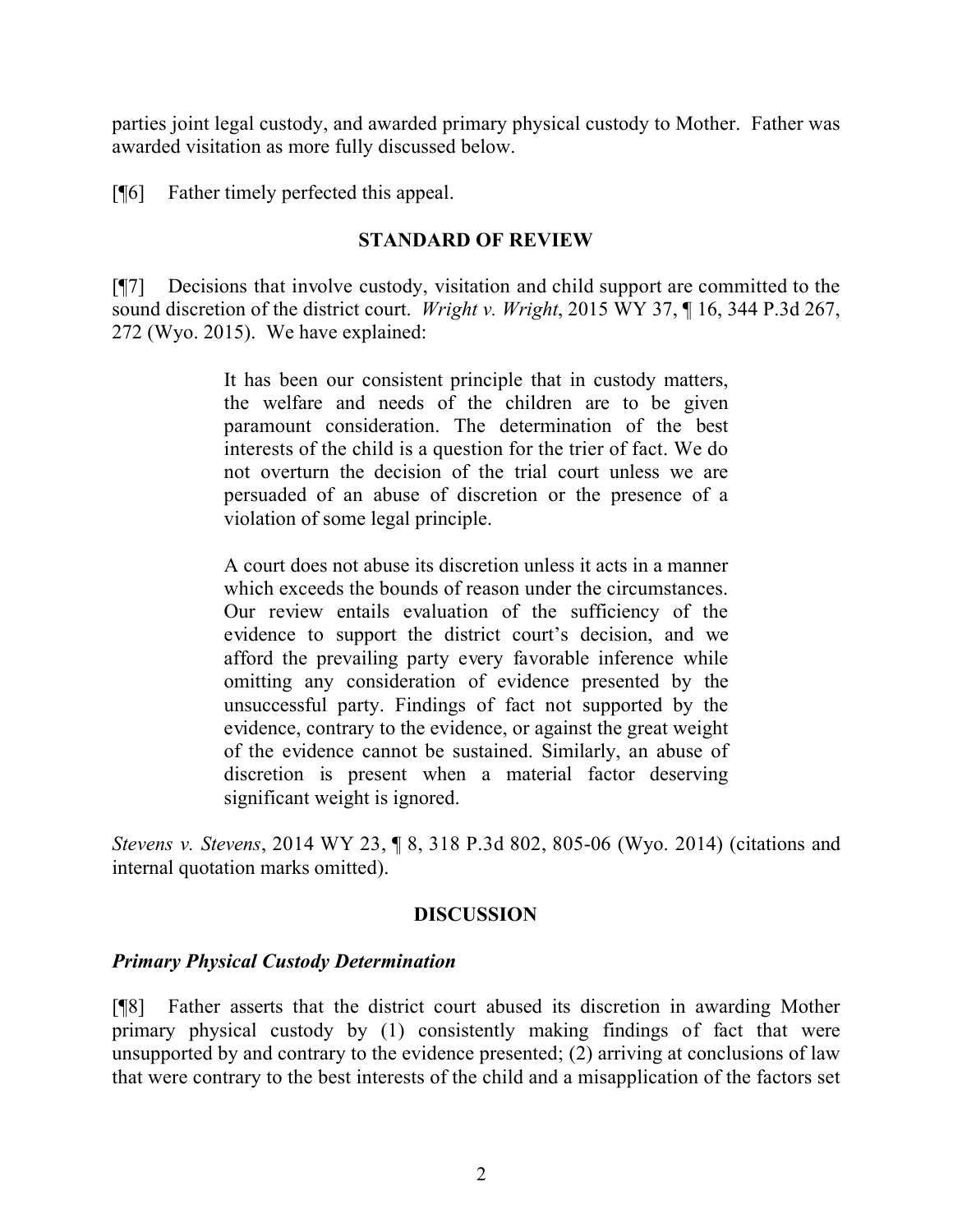parties joint legal custody, and awarded primary physical custody to Mother. Father was awarded visitation as more fully discussed below.

[¶6] Father timely perfected this appeal.

## STANDARD OF REVIEW

[¶7] Decisions that involve custody, visitation and child support are committed to the sound discretion of the district court. *Wright v. Wright*, 2015 WY 37, ¶ 16, 344 P.3d 267, 272 (Wyo. 2015). We have explained:

> It has been our consistent principle that in custody matters, the welfare and needs of the children are to be given paramount consideration. The determination of the best interests of the child is a question for the trier of fact. We do not overturn the decision of the trial court unless we are persuaded of an abuse of discretion or the presence of a violation of some legal principle.
>
> A court does not abuse its discretion unless it acts in a manner which exceeds the bounds of reason under the circumstances. Our review entails evaluation of the sufficiency of the evidence to support the district court's decision, and we afford the prevailing party every favorable inference while omitting any consideration of evidence presented by the unsuccessful party. Findings of fact not supported by the evidence, contrary to the evidence, or against the great weight of the evidence cannot be sustained. Similarly, an abuse of discretion is present when a material factor deserving significant weight is ignored.

*Stevens v. Stevens*, 2014 WY 23, ¶ 8, 318 P.3d 802, 805-06 (Wyo. 2014) (citations and internal quotation marks omitted).

## DISCUSSION

### *Primary Physical Custody Determination*

[¶8] Father asserts that the district court abused its discretion in awarding Mother primary physical custody by (1) consistently making findings of fact that were unsupported by and contrary to the evidence presented; (2) arriving at conclusions of law that were contrary to the best interests of the child and a misapplication of the factors set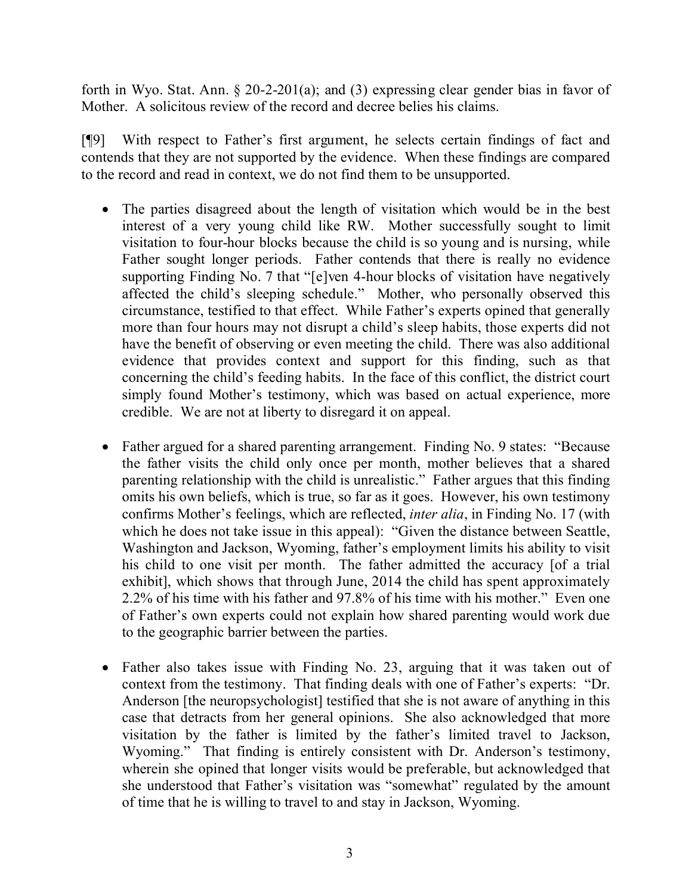forth in Wyo. Stat. Ann. § 20-2-201(a); and (3) expressing clear gender bias in favor of Mother. A solicitous review of the record and decree belies his claims.

[¶9] With respect to Father's first argument, he selects certain findings of fact and contends that they are not supported by the evidence. When these findings are compared to the record and read in context, we do not find them to be unsupported.

- The parties disagreed about the length of visitation which would be in the best interest of a very young child like RW. Mother successfully sought to limit visitation to four-hour blocks because the child is so young and is nursing, while Father sought longer periods. Father contends that there is really no evidence supporting Finding No. 7 that "[e]ven 4-hour blocks of visitation have negatively affected the child's sleeping schedule." Mother, who personally observed this circumstance, testified to that effect. While Father's experts opined that generally more than four hours may not disrupt a child's sleep habits, those experts did not have the benefit of observing or even meeting the child. There was also additional evidence that provides context and support for this finding, such as that concerning the child's feeding habits. In the face of this conflict, the district court simply found Mother's testimony, which was based on actual experience, more credible. We are not at liberty to disregard it on appeal.

- Father argued for a shared parenting arrangement. Finding No. 9 states: "Because the father visits the child only once per month, mother believes that a shared parenting relationship with the child is unrealistic." Father argues that this finding omits his own beliefs, which is true, so far as it goes. However, his own testimony confirms Mother's feelings, which are reflected, *inter alia*, in Finding No. 17 (with which he does not take issue in this appeal): "Given the distance between Seattle, Washington and Jackson, Wyoming, father's employment limits his ability to visit his child to one visit per month. The father admitted the accuracy [of a trial exhibit], which shows that through June, 2014 the child has spent approximately 2.2% of his time with his father and 97.8% of his time with his mother." Even one of Father's own experts could not explain how shared parenting would work due to the geographic barrier between the parties.

- Father also takes issue with Finding No. 23, arguing that it was taken out of context from the testimony. That finding deals with one of Father's experts: "Dr. Anderson [the neuropsychologist] testified that she is not aware of anything in this case that detracts from her general opinions. She also acknowledged that more visitation by the father is limited by the father's limited travel to Jackson, Wyoming." That finding is entirely consistent with Dr. Anderson's testimony, wherein she opined that longer visits would be preferable, but acknowledged that she understood that Father's visitation was "somewhat" regulated by the amount of time that he is willing to travel to and stay in Jackson, Wyoming.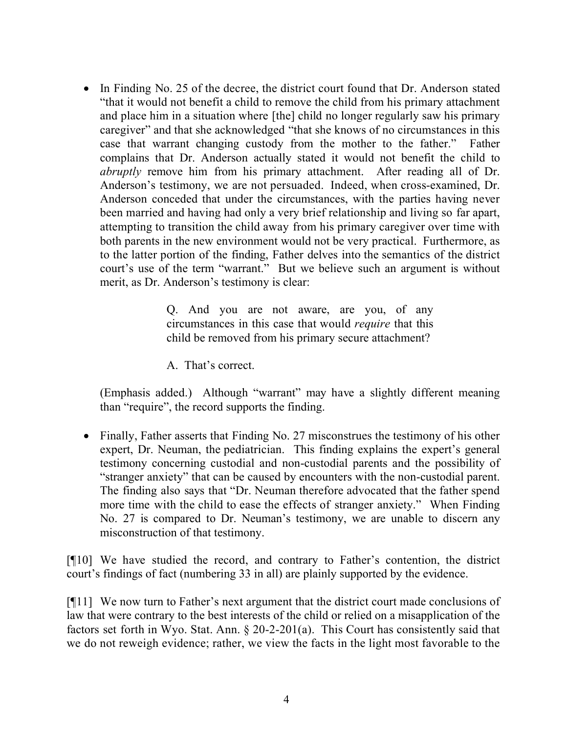- In Finding No. 25 of the decree, the district court found that Dr. Anderson stated "that it would not benefit a child to remove the child from his primary attachment and place him in a situation where [the] child no longer regularly saw his primary caregiver" and that she acknowledged "that she knows of no circumstances in this case that warrant changing custody from the mother to the father." Father complains that Dr. Anderson actually stated it would not benefit the child to *abruptly* remove him from his primary attachment. After reading all of Dr. Anderson's testimony, we are not persuaded. Indeed, when cross-examined, Dr. Anderson conceded that under the circumstances, with the parties having never been married and having had only a very brief relationship and living so far apart, attempting to transition the child away from his primary caregiver over time with both parents in the new environment would not be very practical. Furthermore, as to the latter portion of the finding, Father delves into the semantics of the district court's use of the term "warrant." But we believe such an argument is without merit, as Dr. Anderson's testimony is clear:

  > Q. And you are not aware, are you, of any circumstances in this case that would *require* that this child be removed from his primary secure attachment?
  >
  > A. That's correct.

  (Emphasis added.) Although "warrant" may have a slightly different meaning than "require", the record supports the finding.

- Finally, Father asserts that Finding No. 27 misconstrues the testimony of his other expert, Dr. Neuman, the pediatrician. This finding explains the expert's general testimony concerning custodial and non-custodial parents and the possibility of "stranger anxiety" that can be caused by encounters with the non-custodial parent. The finding also says that "Dr. Neuman therefore advocated that the father spend more time with the child to ease the effects of stranger anxiety." When Finding No. 27 is compared to Dr. Neuman's testimony, we are unable to discern any misconstruction of that testimony.

[¶10] We have studied the record, and contrary to Father's contention, the district court's findings of fact (numbering 33 in all) are plainly supported by the evidence.

[¶11] We now turn to Father's next argument that the district court made conclusions of law that were contrary to the best interests of the child or relied on a misapplication of the factors set forth in Wyo. Stat. Ann. § 20-2-201(a). This Court has consistently said that we do not reweigh evidence; rather, we view the facts in the light most favorable to the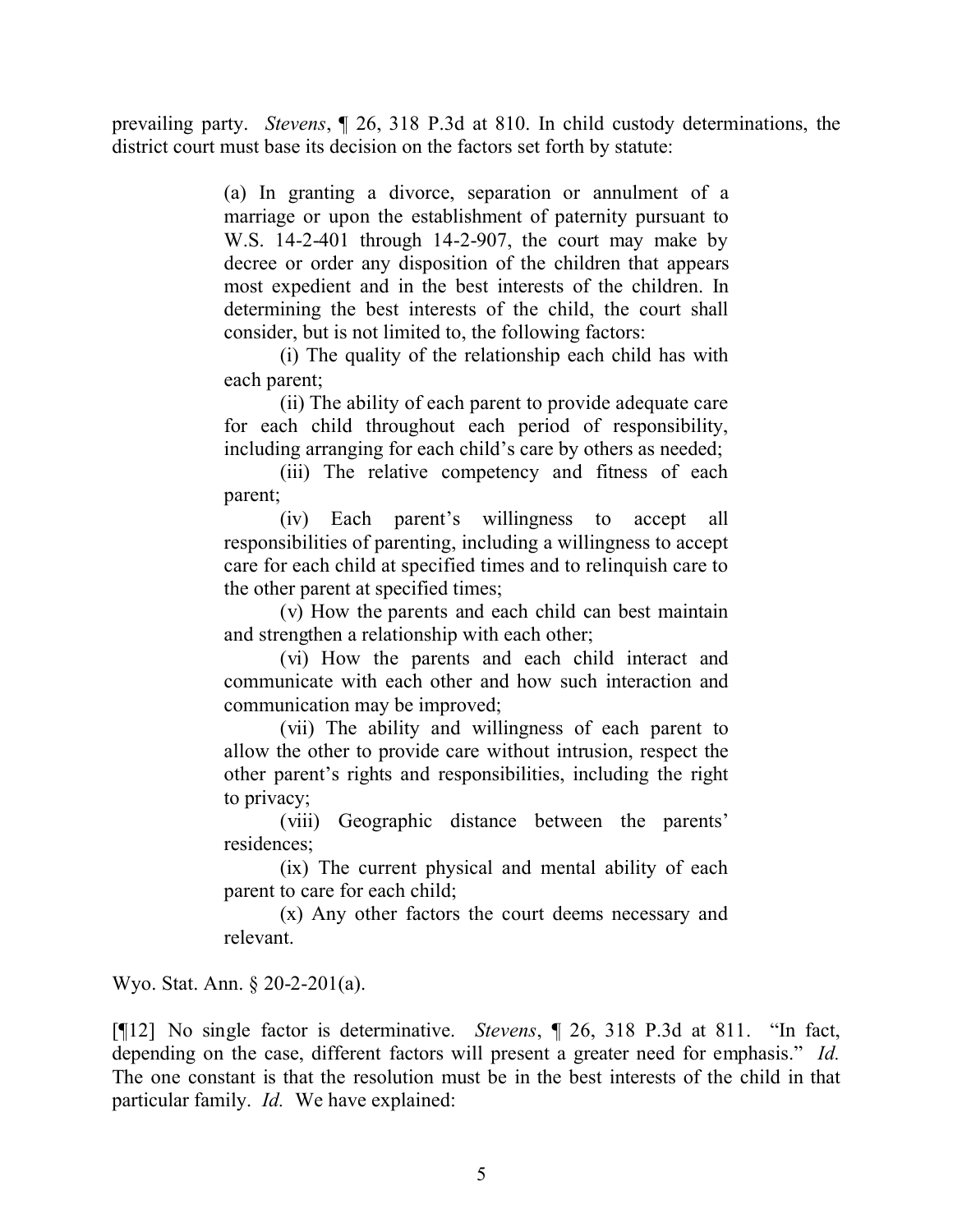prevailing party. *Stevens*, ¶ 26, 318 P.3d at 810. In child custody determinations, the district court must base its decision on the factors set forth by statute:

> (a) In granting a divorce, separation or annulment of a marriage or upon the establishment of paternity pursuant to W.S. 14-2-401 through 14-2-907, the court may make by decree or order any disposition of the children that appears most expedient and in the best interests of the children. In determining the best interests of the child, the court shall consider, but is not limited to, the following factors:
>
> (i) The quality of the relationship each child has with each parent;
>
> (ii) The ability of each parent to provide adequate care for each child throughout each period of responsibility, including arranging for each child's care by others as needed;
>
> (iii) The relative competency and fitness of each parent;
>
> (iv) Each parent's willingness to accept all responsibilities of parenting, including a willingness to accept care for each child at specified times and to relinquish care to the other parent at specified times;
>
> (v) How the parents and each child can best maintain and strengthen a relationship with each other;
>
> (vi) How the parents and each child interact and communicate with each other and how such interaction and communication may be improved;
>
> (vii) The ability and willingness of each parent to allow the other to provide care without intrusion, respect the other parent's rights and responsibilities, including the right to privacy;
>
> (viii) Geographic distance between the parents' residences;
>
> (ix) The current physical and mental ability of each parent to care for each child;
>
> (x) Any other factors the court deems necessary and relevant.

Wyo. Stat. Ann. § 20-2-201(a).

[¶12] No single factor is determinative. *Stevens*, ¶ 26, 318 P.3d at 811. "In fact, depending on the case, different factors will present a greater need for emphasis." *Id.* The one constant is that the resolution must be in the best interests of the child in that particular family. *Id.* We have explained: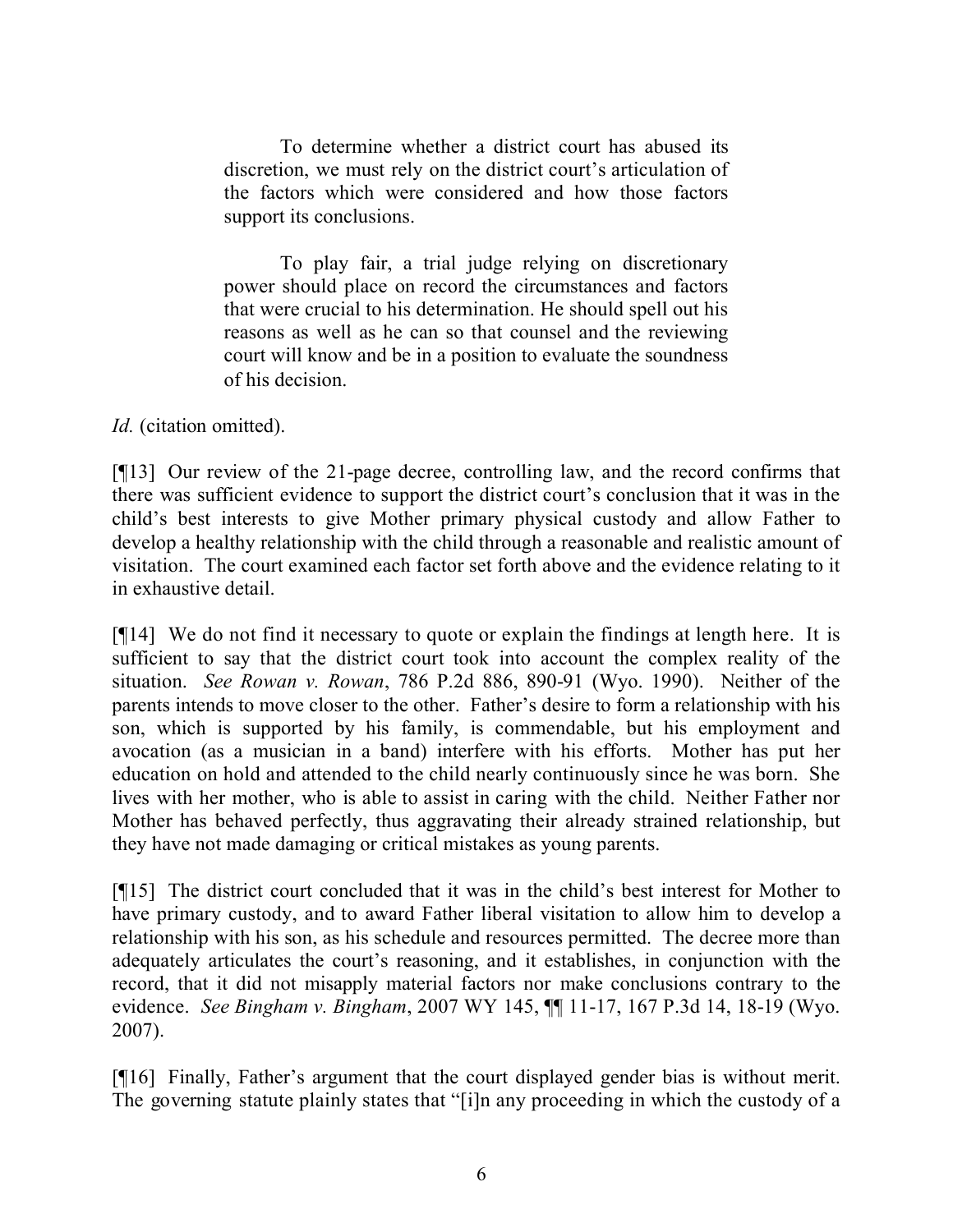> To determine whether a district court has abused its discretion, we must rely on the district court's articulation of the factors which were considered and how those factors support its conclusions.
>
> To play fair, a trial judge relying on discretionary power should place on record the circumstances and factors that were crucial to his determination. He should spell out his reasons as well as he can so that counsel and the reviewing court will know and be in a position to evaluate the soundness of his decision.

*Id.* (citation omitted).

[¶13] Our review of the 21-page decree, controlling law, and the record confirms that there was sufficient evidence to support the district court's conclusion that it was in the child's best interests to give Mother primary physical custody and allow Father to develop a healthy relationship with the child through a reasonable and realistic amount of visitation. The court examined each factor set forth above and the evidence relating to it in exhaustive detail.

[¶14] We do not find it necessary to quote or explain the findings at length here. It is sufficient to say that the district court took into account the complex reality of the situation. *See Rowan v. Rowan*, 786 P.2d 886, 890-91 (Wyo. 1990). Neither of the parents intends to move closer to the other. Father's desire to form a relationship with his son, which is supported by his family, is commendable, but his employment and avocation (as a musician in a band) interfere with his efforts. Mother has put her education on hold and attended to the child nearly continuously since he was born. She lives with her mother, who is able to assist in caring with the child. Neither Father nor Mother has behaved perfectly, thus aggravating their already strained relationship, but they have not made damaging or critical mistakes as young parents.

[¶15] The district court concluded that it was in the child's best interest for Mother to have primary custody, and to award Father liberal visitation to allow him to develop a relationship with his son, as his schedule and resources permitted. The decree more than adequately articulates the court's reasoning, and it establishes, in conjunction with the record, that it did not misapply material factors nor make conclusions contrary to the evidence. *See Bingham v. Bingham*, 2007 WY 145, ¶¶ 11-17, 167 P.3d 14, 18-19 (Wyo. 2007).

[¶16] Finally, Father's argument that the court displayed gender bias is without merit. The governing statute plainly states that "[i]n any proceeding in which the custody of a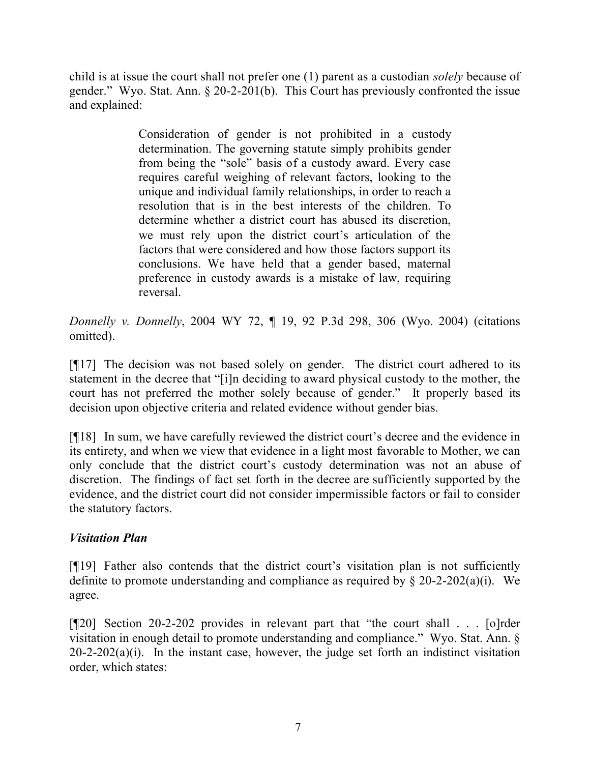child is at issue the court shall not prefer one (1) parent as a custodian *solely* because of gender." Wyo. Stat. Ann. § 20-2-201(b). This Court has previously confronted the issue and explained:

> Consideration of gender is not prohibited in a custody determination. The governing statute simply prohibits gender from being the "sole" basis of a custody award. Every case requires careful weighing of relevant factors, looking to the unique and individual family relationships, in order to reach a resolution that is in the best interests of the children. To determine whether a district court has abused its discretion, we must rely upon the district court's articulation of the factors that were considered and how those factors support its conclusions. We have held that a gender based, maternal preference in custody awards is a mistake of law, requiring reversal.

*Donnelly v. Donnelly*, 2004 WY 72, ¶ 19, 92 P.3d 298, 306 (Wyo. 2004) (citations omitted).

[¶17] The decision was not based solely on gender. The district court adhered to its statement in the decree that "[i]n deciding to award physical custody to the mother, the court has not preferred the mother solely because of gender." It properly based its decision upon objective criteria and related evidence without gender bias.

[¶18] In sum, we have carefully reviewed the district court's decree and the evidence in its entirety, and when we view that evidence in a light most favorable to Mother, we can only conclude that the district court's custody determination was not an abuse of discretion. The findings of fact set forth in the decree are sufficiently supported by the evidence, and the district court did not consider impermissible factors or fail to consider the statutory factors.

### *Visitation Plan*

[¶19] Father also contends that the district court's visitation plan is not sufficiently definite to promote understanding and compliance as required by § 20-2-202(a)(i). We agree.

[¶20] Section 20-2-202 provides in relevant part that "the court shall . . . [o]rder visitation in enough detail to promote understanding and compliance." Wyo. Stat. Ann. § 20-2-202(a)(i). In the instant case, however, the judge set forth an indistinct visitation order, which states: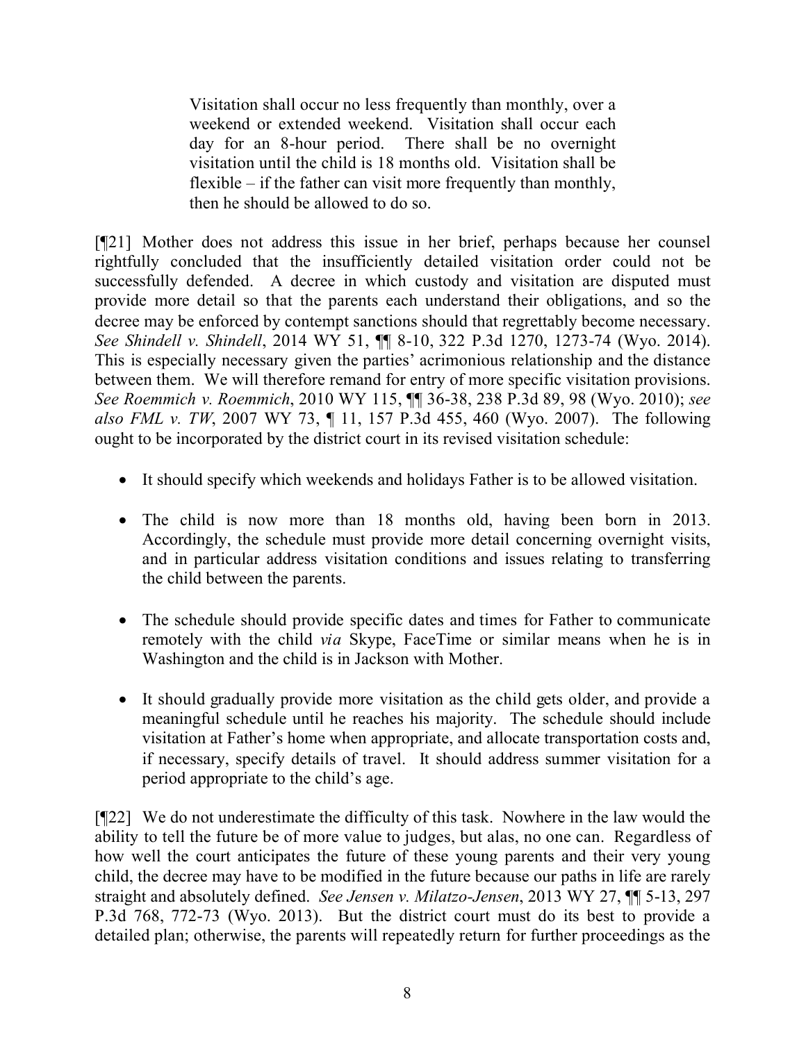> Visitation shall occur no less frequently than monthly, over a weekend or extended weekend. Visitation shall occur each day for an 8-hour period. There shall be no overnight visitation until the child is 18 months old. Visitation shall be flexible – if the father can visit more frequently than monthly, then he should be allowed to do so.

[¶21] Mother does not address this issue in her brief, perhaps because her counsel rightfully concluded that the insufficiently detailed visitation order could not be successfully defended. A decree in which custody and visitation are disputed must provide more detail so that the parents each understand their obligations, and so the decree may be enforced by contempt sanctions should that regrettably become necessary. *See Shindell v. Shindell*, 2014 WY 51, ¶¶ 8-10, 322 P.3d 1270, 1273-74 (Wyo. 2014). This is especially necessary given the parties' acrimonious relationship and the distance between them. We will therefore remand for entry of more specific visitation provisions. *See Roemmich v. Roemmich*, 2010 WY 115, ¶¶ 36-38, 238 P.3d 89, 98 (Wyo. 2010); *see also FML v. TW*, 2007 WY 73, ¶ 11, 157 P.3d 455, 460 (Wyo. 2007). The following ought to be incorporated by the district court in its revised visitation schedule:

- It should specify which weekends and holidays Father is to be allowed visitation.
- The child is now more than 18 months old, having been born in 2013. Accordingly, the schedule must provide more detail concerning overnight visits, and in particular address visitation conditions and issues relating to transferring the child between the parents.
- The schedule should provide specific dates and times for Father to communicate remotely with the child *via* Skype, FaceTime or similar means when he is in Washington and the child is in Jackson with Mother.
- It should gradually provide more visitation as the child gets older, and provide a meaningful schedule until he reaches his majority. The schedule should include visitation at Father's home when appropriate, and allocate transportation costs and, if necessary, specify details of travel. It should address summer visitation for a period appropriate to the child's age.

[¶22] We do not underestimate the difficulty of this task. Nowhere in the law would the ability to tell the future be of more value to judges, but alas, no one can. Regardless of how well the court anticipates the future of these young parents and their very young child, the decree may have to be modified in the future because our paths in life are rarely straight and absolutely defined. *See Jensen v. Milatzo-Jensen*, 2013 WY 27, ¶¶ 5-13, 297 P.3d 768, 772-73 (Wyo. 2013). But the district court must do its best to provide a detailed plan; otherwise, the parents will repeatedly return for further proceedings as the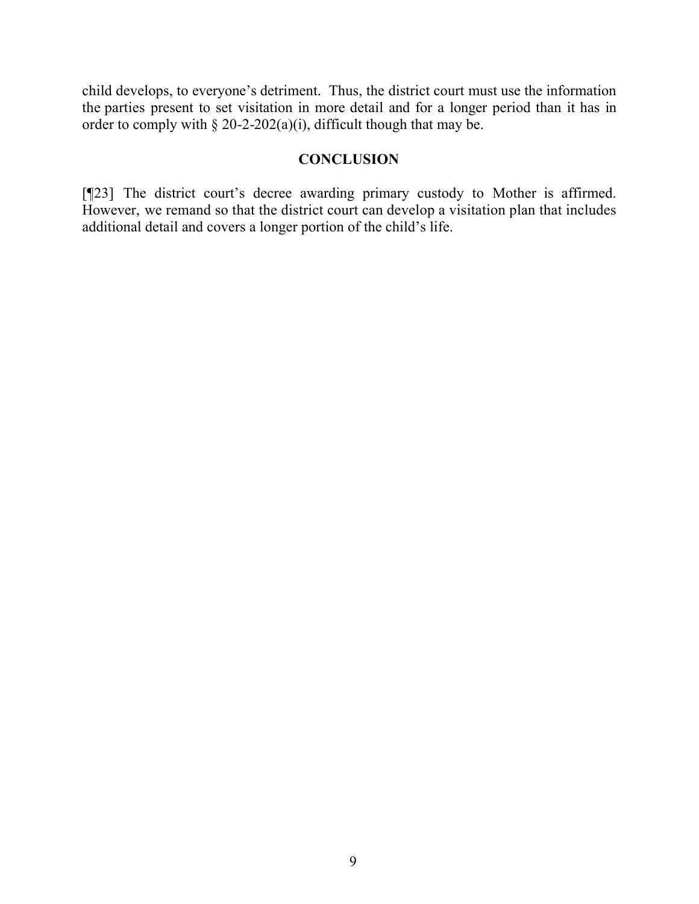child develops, to everyone's detriment. Thus, the district court must use the information the parties present to set visitation in more detail and for a longer period than it has in order to comply with § 20-2-202(a)(i), difficult though that may be.

## CONCLUSION

[¶23] The district court's decree awarding primary custody to Mother is affirmed. However, we remand so that the district court can develop a visitation plan that includes additional detail and covers a longer portion of the child's life.